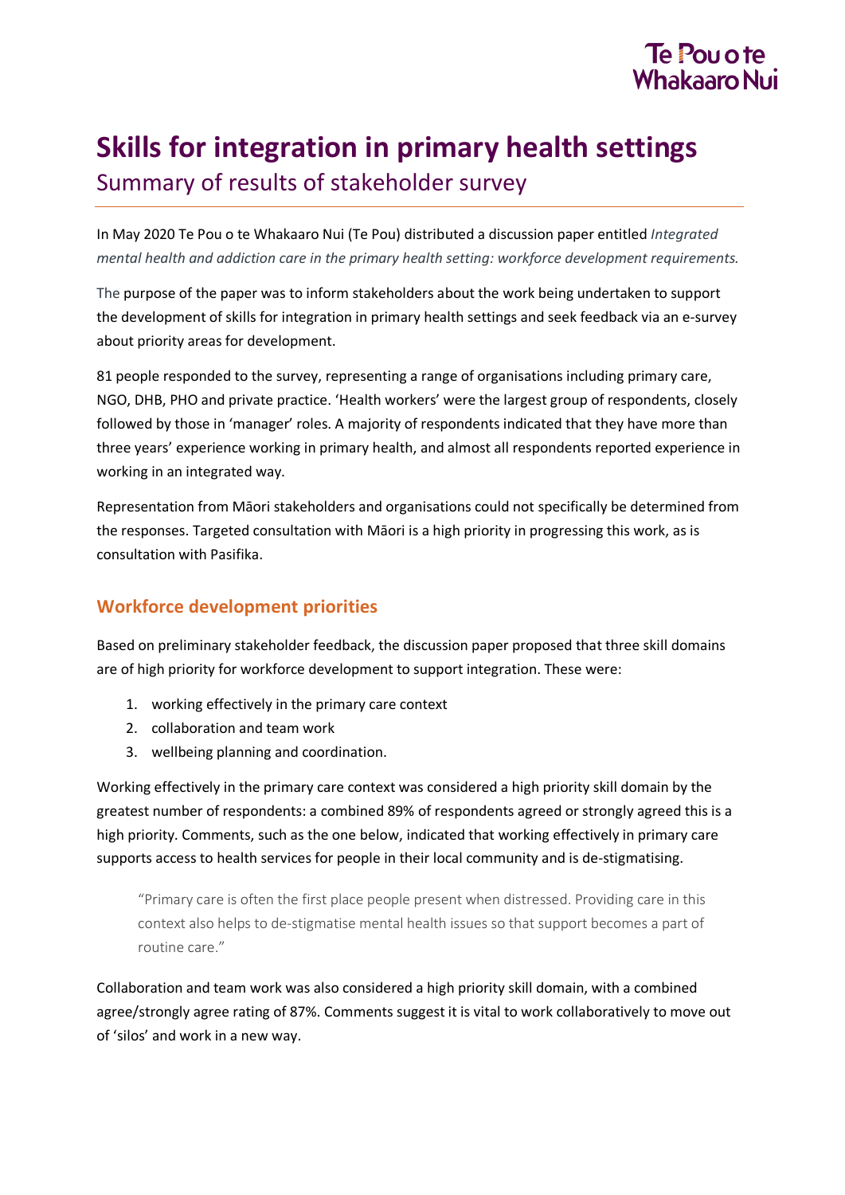# Skills for integration in primary health settings

## Summary of results of stakeholder survey

In May 2020 Te Pou o te Whakaaro Nui (Te Pou) distributed a discussion paper entitled *Integrated mental health and addiction care in the primary health setting: workforce development requirements.*

The purpose of the paper was to inform stakeholders about the work being undertaken to support the development of skills for integration in primary health settings and seek feedback via an e-survey about priority areas for development.

81 people responded to the survey, representing a range of organisations including primary care, NGO, DHB, PHO and private practice. 'Health workers' were the largest group of respondents, closely followed by those in 'manager' roles. A majority of respondents indicated that they have more than three years' experience working in primary health, and almost all respondents reported experience in working in an integrated way.

Representation from Māori stakeholders and organisations could not specifically be determined from the responses. Targeted consultation with Māori is a high priority in progressing this work, as is consultation with Pasifika.

### Workforce development priorities

Based on preliminary stakeholder feedback, the discussion paper proposed that three skill domains are of high priority for workforce development to support integration. These were:

1. working effectively in the primary care context
2. collaboration and team work
3. wellbeing planning and coordination.

Working effectively in the primary care context was considered a high priority skill domain by the greatest number of respondents: a combined 89% of respondents agreed or strongly agreed this is a high priority. Comments, such as the one below, indicated that working effectively in primary care supports access to health services for people in their local community and is de-stigmatising.

> "Primary care is often the first place people present when distressed. Providing care in this context also helps to de-stigmatise mental health issues so that support becomes a part of routine care."

Collaboration and team work was also considered a high priority skill domain, with a combined agree/strongly agree rating of 87%. Comments suggest it is vital to work collaboratively to move out of 'silos' and work in a new way.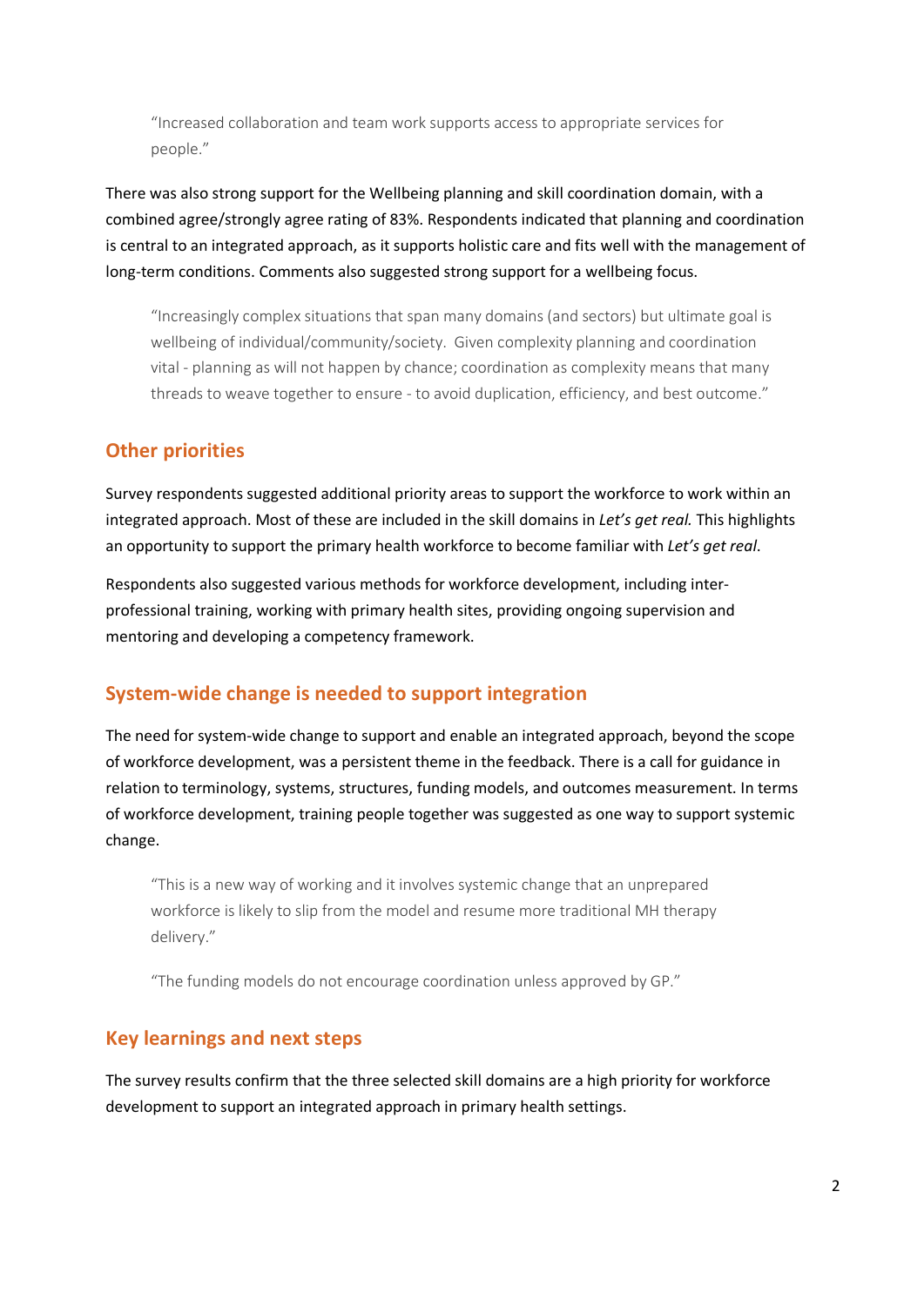> "Increased collaboration and team work supports access to appropriate services for people."

There was also strong support for the Wellbeing planning and skill coordination domain, with a combined agree/strongly agree rating of 83%. Respondents indicated that planning and coordination is central to an integrated approach, as it supports holistic care and fits well with the management of long-term conditions. Comments also suggested strong support for a wellbeing focus.

> "Increasingly complex situations that span many domains (and sectors) but ultimate goal is wellbeing of individual/community/society. Given complexity planning and coordination vital - planning as will not happen by chance; coordination as complexity means that many threads to weave together to ensure - to avoid duplication, efficiency, and best outcome."

## Other priorities

Survey respondents suggested additional priority areas to support the workforce to work within an integrated approach. Most of these are included in the skill domains in *Let's get real.* This highlights an opportunity to support the primary health workforce to become familiar with *Let's get real.*

Respondents also suggested various methods for workforce development, including inter-professional training, working with primary health sites, providing ongoing supervision and mentoring and developing a competency framework.

## System-wide change is needed to support integration

The need for system-wide change to support and enable an integrated approach, beyond the scope of workforce development, was a persistent theme in the feedback. There is a call for guidance in relation to terminology, systems, structures, funding models, and outcomes measurement. In terms of workforce development, training people together was suggested as one way to support systemic change.

> "This is a new way of working and it involves systemic change that an unprepared workforce is likely to slip from the model and resume more traditional MH therapy delivery."

> "The funding models do not encourage coordination unless approved by GP."

## Key learnings and next steps

The survey results confirm that the three selected skill domains are a high priority for workforce development to support an integrated approach in primary health settings.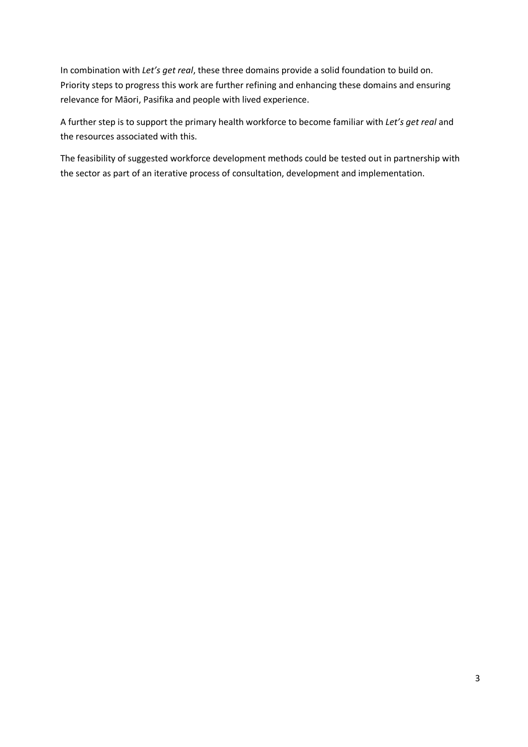In combination with *Let's get real*, these three domains provide a solid foundation to build on. Priority steps to progress this work are further refining and enhancing these domains and ensuring relevance for Māori, Pasifika and people with lived experience.

A further step is to support the primary health workforce to become familiar with *Let's get real* and the resources associated with this.

The feasibility of suggested workforce development methods could be tested out in partnership with the sector as part of an iterative process of consultation, development and implementation.